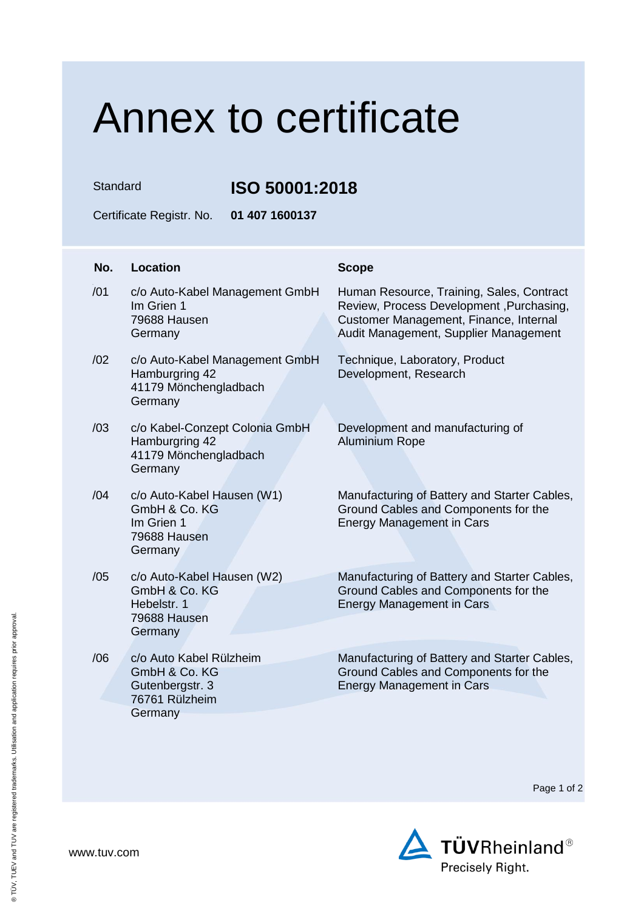# Annex to certificate

Standard **ISO 50001:2018**

Certificate Registr. No. **01 407 1600137**

| No. | Location | Scope |
|---|---|---|
| /01 | c/o Auto-Kabel Management GmbH<br>Im Grien 1<br>79688 Hausen<br>Germany | Human Resource, Training, Sales, Contract Review, Process Development ,Purchasing, Customer Management, Finance, Internal Audit Management, Supplier Management |
| /02 | c/o Auto-Kabel Management GmbH<br>Hamburgring 42<br>41179 Mönchengladbach<br>Germany | Technique, Laboratory, Product Development, Research |
| /03 | c/o Kabel-Conzept Colonia GmbH<br>Hamburgring 42<br>41179 Mönchengladbach<br>Germany | Development and manufacturing of Aluminium Rope |
| /04 | c/o Auto-Kabel Hausen (W1)<br>GmbH & Co. KG<br>Im Grien 1<br>79688 Hausen<br>Germany | Manufacturing of Battery and Starter Cables, Ground Cables and Components for the Energy Management in Cars |
| /05 | c/o Auto-Kabel Hausen (W2)<br>GmbH & Co. KG<br>Hebelstr. 1<br>79688 Hausen<br>Germany | Manufacturing of Battery and Starter Cables, Ground Cables and Components for the Energy Management in Cars |
| /06 | c/o Auto Kabel Rülzheim<br>GmbH & Co. KG<br>Gutenbergstr. 3<br>76761 Rülzheim<br>Germany | Manufacturing of Battery and Starter Cables, Ground Cables and Components for the Energy Management in Cars |

www.tuv.com

TÜVRheinland®
Precisely Right.

® TÜV, TUEV and TUV are registered trademarks. Utilisation and application requires prior approval.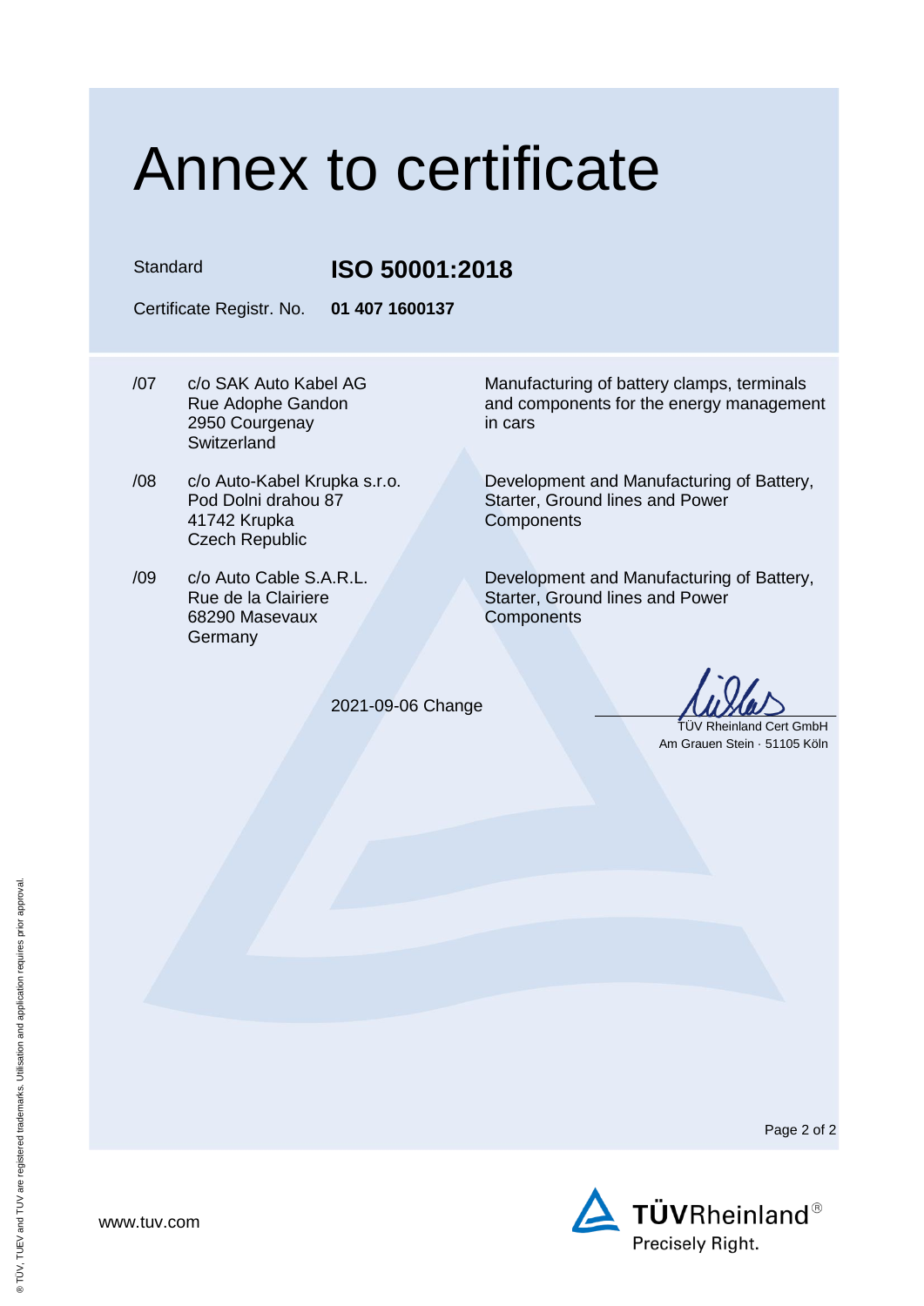# Annex to certificate

Standard **ISO 50001:2018**

Certificate Registr. No. **01 407 1600137**

| | | |
|---|---|---|
| /07 | c/o SAK Auto Kabel AG<br>Rue Adophe Gandon<br>2950 Courgenay<br>Switzerland | Manufacturing of battery clamps, terminals and components for the energy management in cars |
| /08 | c/o Auto-Kabel Krupka s.r.o.<br>Pod Dolni drahou 87<br>41742 Krupka<br>Czech Republic | Development and Manufacturing of Battery, Starter, Ground lines and Power Components |
| /09 | c/o Auto Cable S.A.R.L.<br>Rue de la Clairiere<br>68290 Masevaux<br>Germany | Development and Manufacturing of Battery, Starter, Ground lines and Power Components |

2021-09-06 Change

TÜV Rheinland Cert GmbH
Am Grauen Stein · 51105 Köln

www.tuv.com

TÜVRheinland®
Precisely Right.

® TÜV, TUEV and TUV are registered trademarks. Utilisation and application requires prior approval.